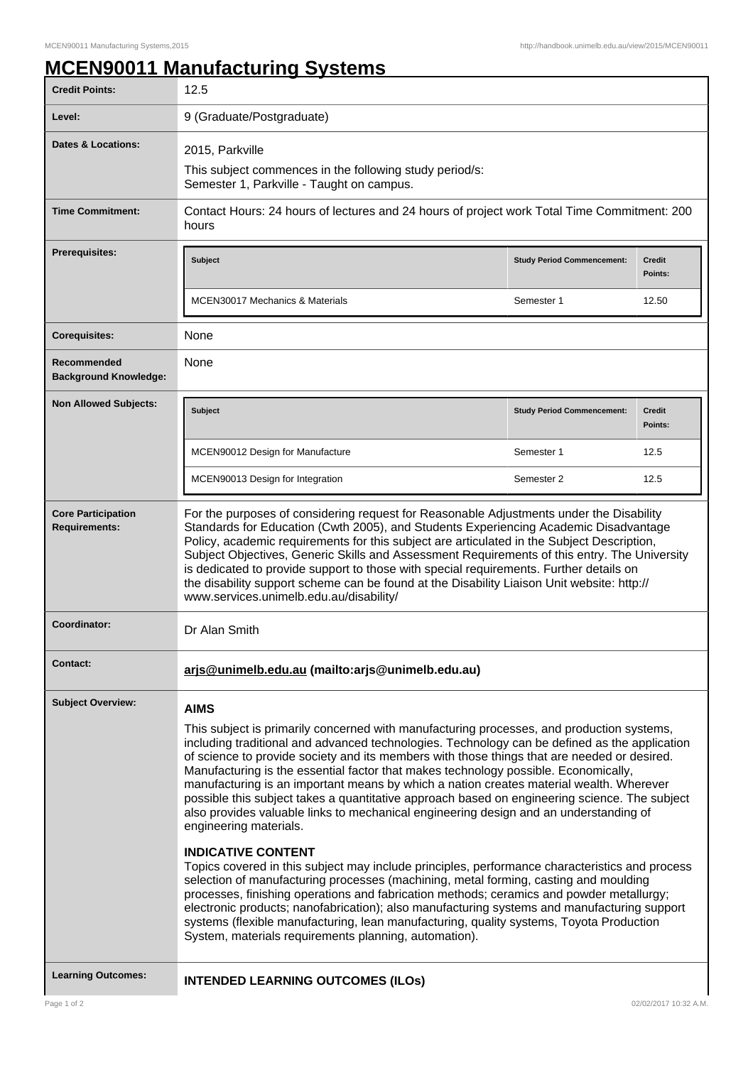# MCEN90011 Manufacturing Systems

| | |
|---|---|
| **Credit Points:** | 12.5 |
| **Level:** | 9 (Graduate/Postgraduate) |
| **Dates & Locations:** | 2015, Parkville<br>This subject commences in the following study period/s:<br>Semester 1, Parkville - Taught on campus. |
| **Time Commitment:** | Contact Hours: 24 hours of lectures and 24 hours of project work Total Time Commitment: 200 hours |
| **Prerequisites:** | see table below |
| **Corequisites:** | None |
| **Recommended Background Knowledge:** | None |
| **Non Allowed Subjects:** | see table below |
| **Core Participation Requirements:** | For the purposes of considering request for Reasonable Adjustments under the Disability Standards for Education (Cwth 2005), and Students Experiencing Academic Disadvantage Policy, academic requirements for this subject are articulated in the Subject Description, Subject Objectives, Generic Skills and Assessment Requirements of this entry. The University is dedicated to provide support to those with special requirements. Further details on the disability support scheme can be found at the Disability Liaison Unit website: http://www.services.unimelb.edu.au/disability/ |
| **Coordinator:** | Dr Alan Smith |
| **Contact:** | **arjs@unimelb.edu.au (mailto:arjs@unimelb.edu.au)** |

**Prerequisites:**

| Subject | Study Period Commencement: | Credit Points: |
|---|---|---|
| MCEN30017 Mechanics & Materials | Semester 1 | 12.50 |

**Non Allowed Subjects:**

| Subject | Study Period Commencement: | Credit Points: |
|---|---|---|
| MCEN90012 Design for Manufacture | Semester 1 | 12.5 |
| MCEN90013 Design for Integration | Semester 2 | 12.5 |

## Subject Overview:

### AIMS

This subject is primarily concerned with manufacturing processes, and production systems, including traditional and advanced technologies. Technology can be defined as the application of science to provide society and its members with those things that are needed or desired. Manufacturing is the essential factor that makes technology possible. Economically, manufacturing is an important means by which a nation creates material wealth. Wherever possible this subject takes a quantitative approach based on engineering science. The subject also provides valuable links to mechanical engineering design and an understanding of engineering materials.

### INDICATIVE CONTENT

Topics covered in this subject may include principles, performance characteristics and process selection of manufacturing processes (machining, metal forming, casting and moulding processes, finishing operations and fabrication methods; ceramics and powder metallurgy; electronic products; nanofabrication); also manufacturing systems and manufacturing support systems (flexible manufacturing, lean manufacturing, quality systems, Toyota Production System, materials requirements planning, automation).

## Learning Outcomes:

### INTENDED LEARNING OUTCOMES (ILOs)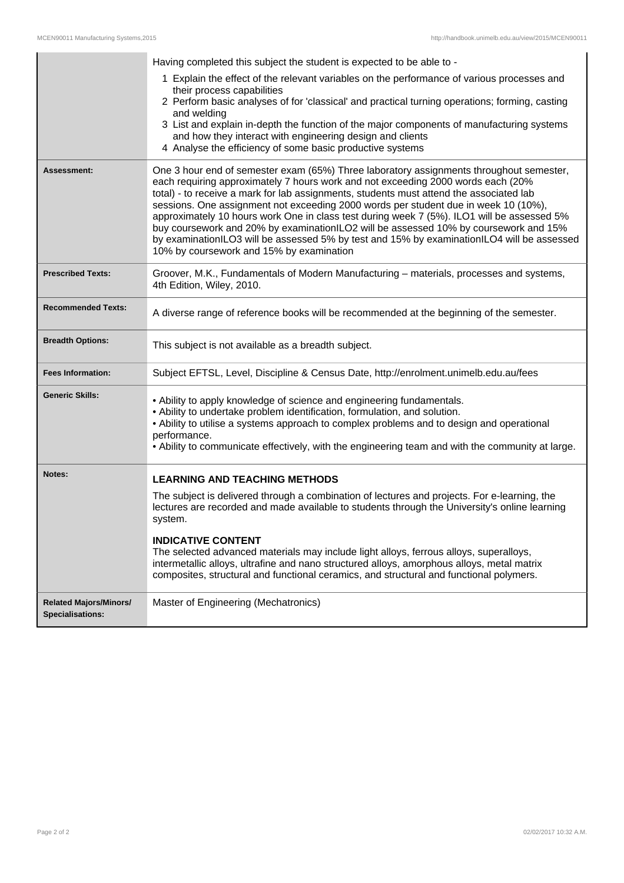| | |
|---|---|
| | Having completed this subject the student is expected to be able to -<br>1 Explain the effect of the relevant variables on the performance of various processes and their process capabilities<br>2 Perform basic analyses of for 'classical' and practical turning operations; forming, casting and welding<br>3 List and explain in-depth the function of the major components of manufacturing systems and how they interact with engineering design and clients<br>4 Analyse the efficiency of some basic productive systems |
| **Assessment:** | One 3 hour end of semester exam (65%) Three laboratory assignments throughout semester, each requiring approximately 7 hours work and not exceeding 2000 words each (20% total) - to receive a mark for lab assignments, students must attend the associated lab sessions. One assignment not exceeding 2000 words per student due in week 10 (10%), approximately 10 hours work One in class test during week 7 (5%). ILO1 will be assessed 5% buy coursework and 20% by examinationILO2 will be assessed 10% by coursework and 15% by examinationILO3 will be assessed 5% by test and 15% by examinationILO4 will be assessed 10% by coursework and 15% by examination |
| **Prescribed Texts:** | Groover, M.K., Fundamentals of Modern Manufacturing – materials, processes and systems, 4th Edition, Wiley, 2010. |
| **Recommended Texts:** | A diverse range of reference books will be recommended at the beginning of the semester. |
| **Breadth Options:** | This subject is not available as a breadth subject. |
| **Fees Information:** | Subject EFTSL, Level, Discipline & Census Date, http://enrolment.unimelb.edu.au/fees |
| **Generic Skills:** | • Ability to apply knowledge of science and engineering fundamentals.<br>• Ability to undertake problem identification, formulation, and solution.<br>• Ability to utilise a systems approach to complex problems and to design and operational performance.<br>• Ability to communicate effectively, with the engineering team and with the community at large. |
| **Notes:** | **LEARNING AND TEACHING METHODS**<br>The subject is delivered through a combination of lectures and projects. For e-learning, the lectures are recorded and made available to students through the University's online learning system.<br>**INDICATIVE CONTENT**<br>The selected advanced materials may include light alloys, ferrous alloys, superalloys, intermetallic alloys, ultrafine and nano structured alloys, amorphous alloys, metal matrix composites, structural and functional ceramics, and structural and functional polymers. |
| **Related Majors/Minors/ Specialisations:** | Master of Engineering (Mechatronics) |